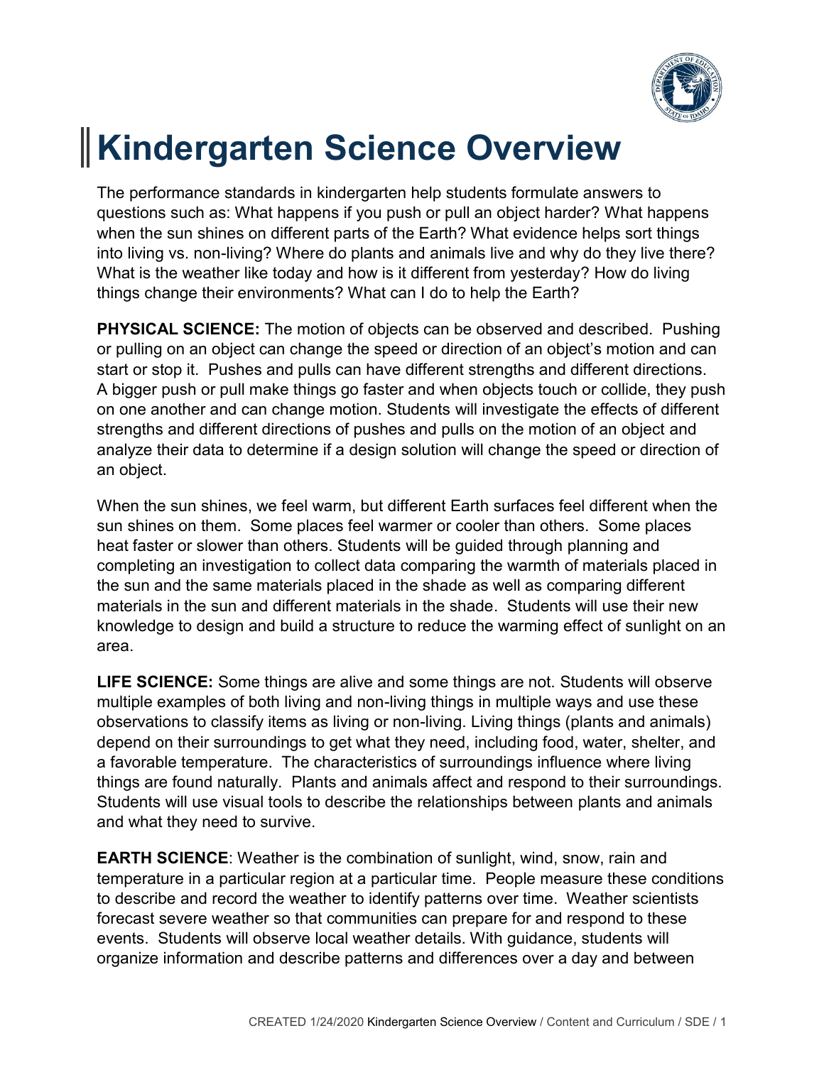# Kindergarten Science Overview

The performance standards in kindergarten help students formulate answers to questions such as: What happens if you push or pull an object harder? What happens when the sun shines on different parts of the Earth? What evidence helps sort things into living vs. non-living? Where do plants and animals live and why do they live there? What is the weather like today and how is it different from yesterday? How do living things change their environments? What can I do to help the Earth?

**PHYSICAL SCIENCE:** The motion of objects can be observed and described. Pushing or pulling on an object can change the speed or direction of an object's motion and can start or stop it. Pushes and pulls can have different strengths and different directions. A bigger push or pull make things go faster and when objects touch or collide, they push on one another and can change motion. Students will investigate the effects of different strengths and different directions of pushes and pulls on the motion of an object and analyze their data to determine if a design solution will change the speed or direction of an object.

When the sun shines, we feel warm, but different Earth surfaces feel different when the sun shines on them. Some places feel warmer or cooler than others. Some places heat faster or slower than others. Students will be guided through planning and completing an investigation to collect data comparing the warmth of materials placed in the sun and the same materials placed in the shade as well as comparing different materials in the sun and different materials in the shade. Students will use their new knowledge to design and build a structure to reduce the warming effect of sunlight on an area.

**LIFE SCIENCE:** Some things are alive and some things are not. Students will observe multiple examples of both living and non-living things in multiple ways and use these observations to classify items as living or non-living. Living things (plants and animals) depend on their surroundings to get what they need, including food, water, shelter, and a favorable temperature. The characteristics of surroundings influence where living things are found naturally. Plants and animals affect and respond to their surroundings. Students will use visual tools to describe the relationships between plants and animals and what they need to survive.

**EARTH SCIENCE**: Weather is the combination of sunlight, wind, snow, rain and temperature in a particular region at a particular time. People measure these conditions to describe and record the weather to identify patterns over time. Weather scientists forecast severe weather so that communities can prepare for and respond to these events. Students will observe local weather details. With guidance, students will organize information and describe patterns and differences over a day and between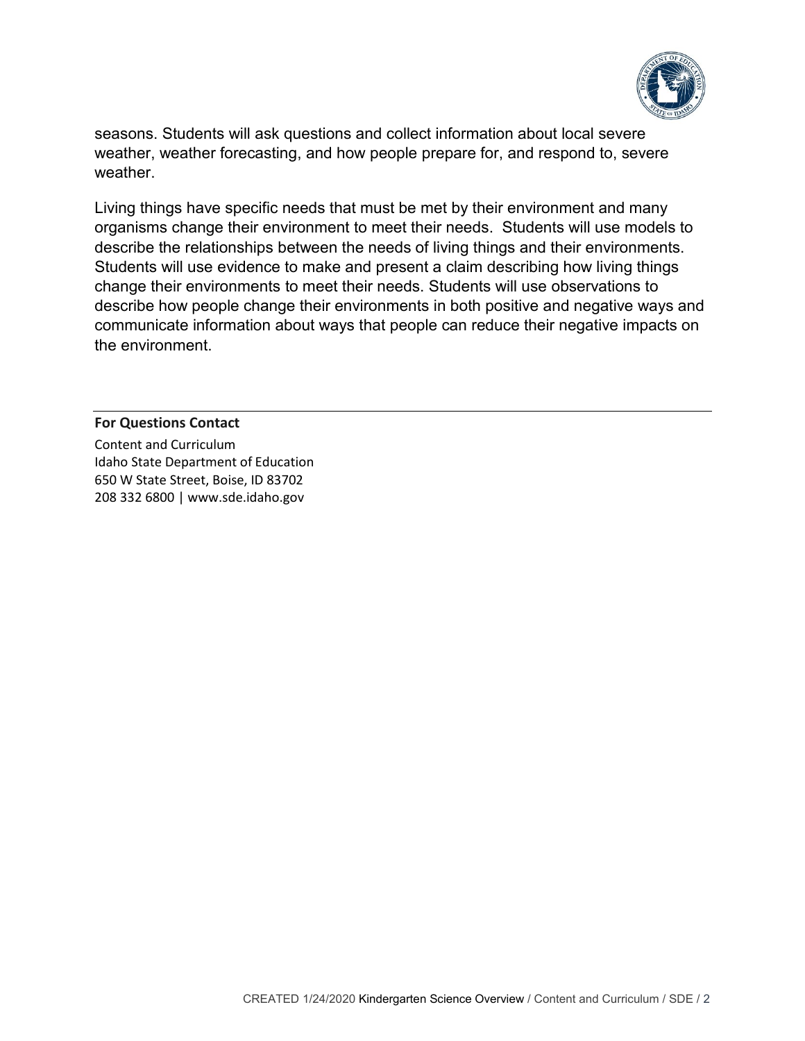seasons. Students will ask questions and collect information about local severe weather, weather forecasting, and how people prepare for, and respond to, severe weather.

Living things have specific needs that must be met by their environment and many organisms change their environment to meet their needs. Students will use models to describe the relationships between the needs of living things and their environments. Students will use evidence to make and present a claim describing how living things change their environments to meet their needs. Students will use observations to describe how people change their environments in both positive and negative ways and communicate information about ways that people can reduce their negative impacts on the environment.

---

**For Questions Contact**

Content and Curriculum
Idaho State Department of Education
650 W State Street, Boise, ID 83702
208 332 6800 | www.sde.idaho.gov